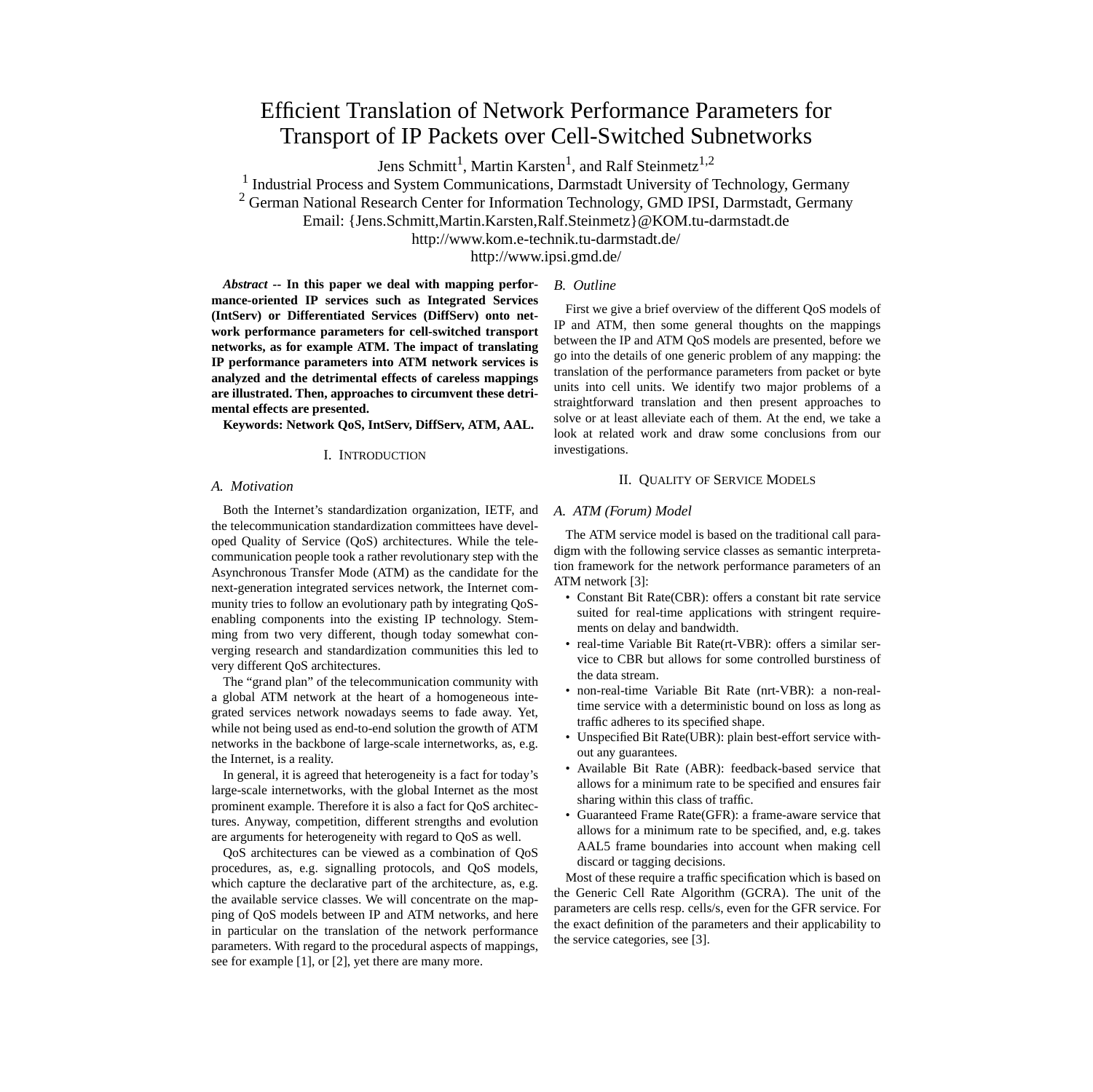# Efficient Translation of Network Performance Parameters for Transport of IP Packets over Cell-Switched Subnetworks

Jens Schmitt[1], Martin Karsten[1], and Ralf Steinmetz[1,2]

[1] Industrial Process and System Communications, Darmstadt University of Technology, Germany

[2] German National Research Center for Information Technology, GMD IPSI, Darmstadt, Germany

Email: {Jens.Schmitt,Martin.Karsten,Ralf.Steinmetz}@KOM.tu-darmstadt.de

http://www.kom.e-technik.tu-darmstadt.de/

http://www.ipsi.gmd.de/

***Abstract* -- In this paper we deal with mapping performance-oriented IP services such as Integrated Services (IntServ) or Differentiated Services (DiffServ) onto network performance parameters for cell-switched transport networks, as for example ATM. The impact of translating IP performance parameters into ATM network services is analyzed and the detrimental effects of careless mappings are illustrated. Then, approaches to circumvent these detrimental effects are presented.**

**Keywords: Network QoS, IntServ, DiffServ, ATM, AAL.**

## I. Introduction

### A. Motivation

Both the Internet's standardization organization, IETF, and the telecommunication standardization committees have developed Quality of Service (QoS) architectures. While the telecommunication people took a rather revolutionary step with the Asynchronous Transfer Mode (ATM) as the candidate for the next-generation integrated services network, the Internet community tries to follow an evolutionary path by integrating QoS-enabling components into the existing IP technology. Stemming from two very different, though today somewhat converging research and standardization communities this led to very different QoS architectures.

The "grand plan" of the telecommunication community with a global ATM network at the heart of a homogeneous integrated services network nowadays seems to fade away. Yet, while not being used as end-to-end solution the growth of ATM networks in the backbone of large-scale internetworks, as, e.g. the Internet, is a reality.

In general, it is agreed that heterogeneity is a fact for today's large-scale internetworks, with the global Internet as the most prominent example. Therefore it is also a fact for QoS architectures. Anyway, competition, different strengths and evolution are arguments for heterogeneity with regard to QoS as well.

QoS architectures can be viewed as a combination of QoS procedures, as, e.g. signalling protocols, and QoS models, which capture the declarative part of the architecture, as, e.g. the available service classes. We will concentrate on the mapping of QoS models between IP and ATM networks, and here in particular on the translation of the network performance parameters. With regard to the procedural aspects of mappings, see for example [1], or [2], yet there are many more.

### B. Outline

First we give a brief overview of the different QoS models of IP and ATM, then some general thoughts on the mappings between the IP and ATM QoS models are presented, before we go into the details of one generic problem of any mapping: the translation of the performance parameters from packet or byte units into cell units. We identify two major problems of a straightforward translation and then present approaches to solve or at least alleviate each of them. At the end, we take a look at related work and draw some conclusions from our investigations.

## II. Quality of Service Models

### A. ATM (Forum) Model

The ATM service model is based on the traditional call paradigm with the following service classes as semantic interpretation framework for the network performance parameters of an ATM network [3]:

- Constant Bit Rate(CBR): offers a constant bit rate service suited for real-time applications with stringent requirements on delay and bandwidth.
- real-time Variable Bit Rate(rt-VBR): offers a similar service to CBR but allows for some controlled burstiness of the data stream.
- non-real-time Variable Bit Rate (nrt-VBR): a non-real-time service with a deterministic bound on loss as long as traffic adheres to its specified shape.
- Unspecified Bit Rate(UBR): plain best-effort service without any guarantees.
- Available Bit Rate (ABR): feedback-based service that allows for a minimum rate to be specified and ensures fair sharing within this class of traffic.
- Guaranteed Frame Rate(GFR): a frame-aware service that allows for a minimum rate to be specified, and, e.g. takes AAL5 frame boundaries into account when making cell discard or tagging decisions.

Most of these require a traffic specification which is based on the Generic Cell Rate Algorithm (GCRA). The unit of the parameters are cells resp. cells/s, even for the GFR service. For the exact definition of the parameters and their applicability to the service categories, see [3].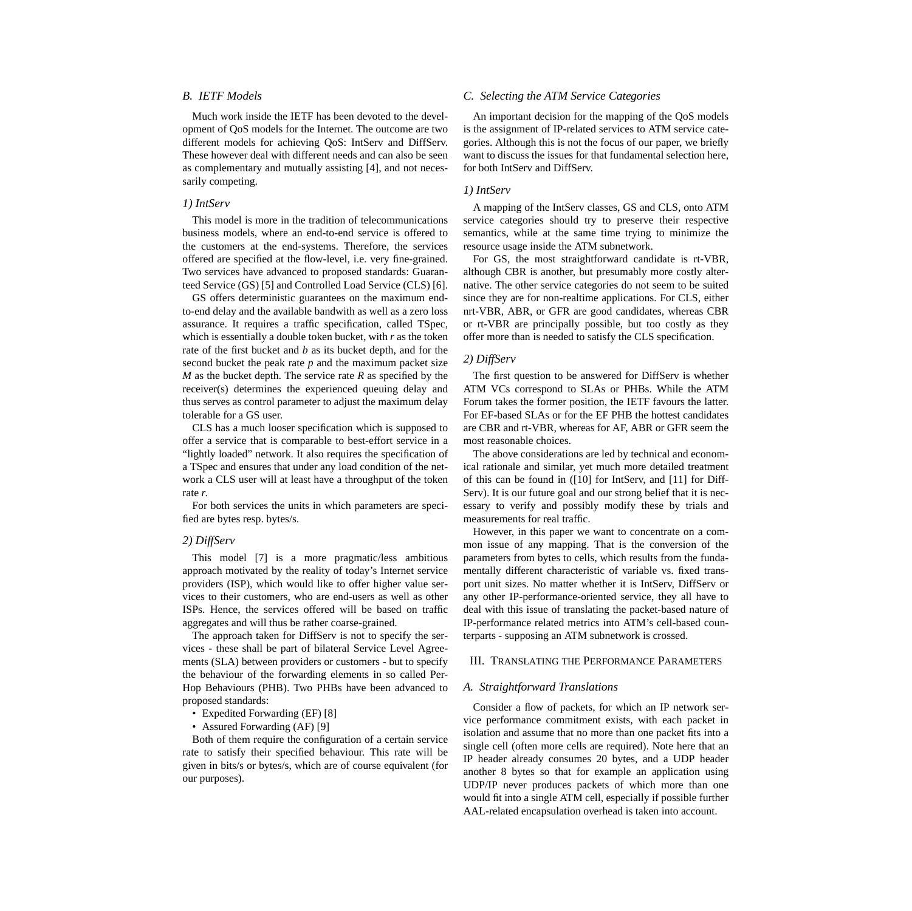### B. IETF Models

Much work inside the IETF has been devoted to the development of QoS models for the Internet. The outcome are two different models for achieving QoS: IntServ and DiffServ. These however deal with different needs and can also be seen as complementary and mutually assisting [4], and not necessarily competing.

#### 1) IntServ

This model is more in the tradition of telecommunications business models, where an end-to-end service is offered to the customers at the end-systems. Therefore, the services offered are specified at the flow-level, i.e. very fine-grained. Two services have advanced to proposed standards: Guaranteed Service (GS) [5] and Controlled Load Service (CLS) [6].

GS offers deterministic guarantees on the maximum end-to-end delay and the available bandwith as well as a zero loss assurance. It requires a traffic specification, called TSpec, which is essentially a double token bucket, with $r$ as the token rate of the first bucket and $b$ as its bucket depth, and for the second bucket the peak rate $p$ and the maximum packet size $M$ as the bucket depth. The service rate $R$ as specified by the receiver(s) determines the experienced queuing delay and thus serves as control parameter to adjust the maximum delay tolerable for a GS user.

CLS has a much looser specification which is supposed to offer a service that is comparable to best-effort service in a "lightly loaded" network. It also requires the specification of a TSpec and ensures that under any load condition of the network a CLS user will at least have a throughput of the token rate $r$.

For both services the units in which parameters are specified are bytes resp. bytes/s.

#### 2) DiffServ

This model [7] is a more pragmatic/less ambitious approach motivated by the reality of today's Internet service providers (ISP), which would like to offer higher value services to their customers, who are end-users as well as other ISPs. Hence, the services offered will be based on traffic aggregates and will thus be rather coarse-grained.

The approach taken for DiffServ is not to specify the services - these shall be part of bilateral Service Level Agreements (SLA) between providers or customers - but to specify the behaviour of the forwarding elements in so called Per-Hop Behaviours (PHB). Two PHBs have been advanced to proposed standards:

- Expedited Forwarding (EF) [8]
- Assured Forwarding (AF) [9]

Both of them require the configuration of a certain service rate to satisfy their specified behaviour. This rate will be given in bits/s or bytes/s, which are of course equivalent (for our purposes).

### C. Selecting the ATM Service Categories

An important decision for the mapping of the QoS models is the assignment of IP-related services to ATM service categories. Although this is not the focus of our paper, we briefly want to discuss the issues for that fundamental selection here, for both IntServ and DiffServ.

#### 1) IntServ

A mapping of the IntServ classes, GS and CLS, onto ATM service categories should try to preserve their respective semantics, while at the same time trying to minimize the resource usage inside the ATM subnetwork.

For GS, the most straightforward candidate is rt-VBR, although CBR is another, but presumably more costly alternative. The other service categories do not seem to be suited since they are for non-realtime applications. For CLS, either nrt-VBR, ABR, or GFR are good candidates, whereas CBR or rt-VBR are principally possible, but too costly as they offer more than is needed to satisfy the CLS specification.

#### 2) DiffServ

The first question to be answered for DiffServ is whether ATM VCs correspond to SLAs or PHBs. While the ATM Forum takes the former position, the IETF favours the latter. For EF-based SLAs or for the EF PHB the hottest candidates are CBR and rt-VBR, whereas for AF, ABR or GFR seem the most reasonable choices.

The above considerations are led by technical and economical rationale and similar, yet much more detailed treatment of this can be found in ([10] for IntServ, and [11] for DiffServ). It is our future goal and our strong belief that it is necessary to verify and possibly modify these by trials and measurements for real traffic.

However, in this paper we want to concentrate on a common issue of any mapping. That is the conversion of the parameters from bytes to cells, which results from the fundamentally different characteristic of variable vs. fixed transport unit sizes. No matter whether it is IntServ, DiffServ or any other IP-performance-oriented service, they all have to deal with this issue of translating the packet-based nature of IP-performance related metrics into ATM's cell-based counterparts - supposing an ATM subnetwork is crossed.

## III. Translating the Performance Parameters

### A. Straightforward Translations

Consider a flow of packets, for which an IP network service performance commitment exists, with each packet in isolation and assume that no more than one packet fits into a single cell (often more cells are required). Note here that an IP header already consumes 20 bytes, and a UDP header another 8 bytes so that for example an application using UDP/IP never produces packets of which more than one would fit into a single ATM cell, especially if possible further AAL-related encapsulation overhead is taken into account.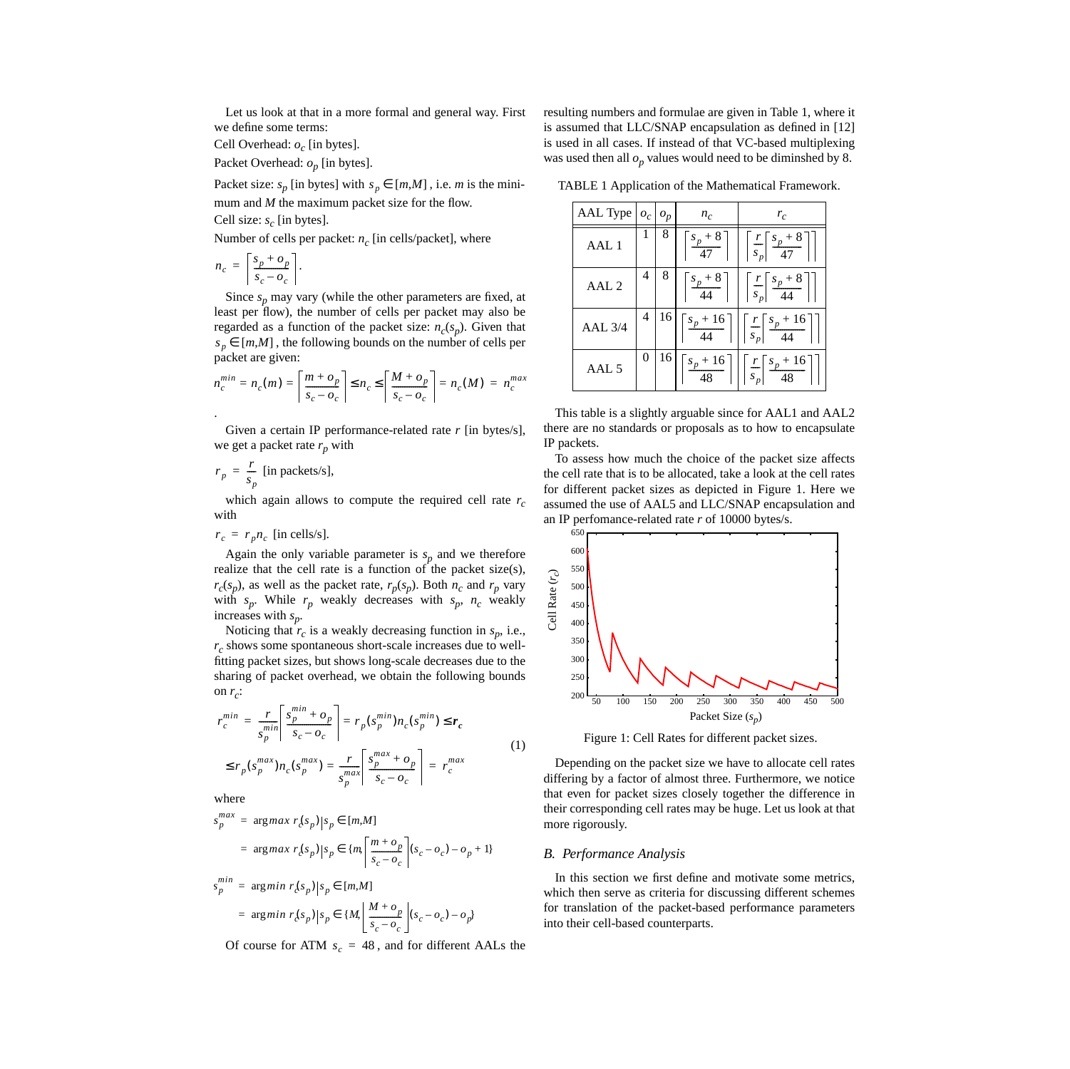Let us look at that in a more formal and general way. First we define some terms:

Cell Overhead: $o_c$ [in bytes].

Packet Overhead: $o_p$ [in bytes].

Packet size: $s_p$ [in bytes] with $s_p \in [m,M]$, i.e. $m$ is the minimum and $M$ the maximum packet size for the flow.

Cell size: $s_c$ [in bytes].

Number of cells per packet: $n_c$ [in cells/packet], where

$$n_c = \left\lceil \frac{s_p + o_p}{s_c - o_c} \right\rceil .$$

Since $s_p$ may vary (while the other parameters are fixed, at least per flow), the number of cells per packet may also be regarded as a function of the packet size: $n_c(s_p)$. Given that $s_p \in [m,M]$, the following bounds on the number of cells per packet are given:

$$n_c^{min} = n_c(m) = \left\lceil \frac{m + o_p}{s_c - o_c} \right\rceil \le n_c \le \left\lceil \frac{M + o_p}{s_c - o_c} \right\rceil = n_c(M) = n_c^{max}$$

.

Given a certain IP performance-related rate $r$ [in bytes/s], we get a packet rate $r_p$ with

$$r_p = \frac{r}{s_p} \text{ [in packets/s]},$$

which again allows to compute the required cell rate $r_c$ with

$$r_c = r_p n_c \text{ [in cells/s]}.$$

Again the only variable parameter is $s_p$ and we therefore realize that the cell rate is a function of the packet size(s), $r_c(s_p)$, as well as the packet rate, $r_p(s_p)$. Both $n_c$ and $r_p$ vary with $s_p$. While $r_p$ weakly decreases with $s_p$, $n_c$ weakly increases with $s_p$.

Noticing that $r_c$ is a weakly decreasing function in $s_p$, i.e., $r_c$ shows some spontaneous short-scale increases due to well-fitting packet sizes, but shows long-scale decreases due to the sharing of packet overhead, we obtain the following bounds on $r_c$:

$$\begin{aligned} r_c^{min} &= \frac{r}{s_p^{min}} \left\lceil \frac{s_p^{min} + o_p}{s_c - o_c} \right\rceil = r_p(s_p^{min}) n_c(s_p^{min}) \le \boldsymbol{r_c} \\ &\le r_p(s_p^{max}) n_c(s_p^{max}) = \frac{r}{s_p^{max}} \left\lceil \frac{s_p^{max} + o_p}{s_c - o_c} \right\rceil = r_c^{max} \end{aligned} \quad (1)$$

where

$$\begin{aligned} s_p^{max} &= \arg max\ r_c(s_p) | s_p \in [m,M] \\ &= \arg max\ r_c(s_p) | s_p \in \{m, \left\lceil \frac{m + o_p}{s_c - o_c} \right\rceil (s_c - o_c) - o_p + 1\} \end{aligned}$$

$$\begin{aligned} s_p^{min} &= \arg min\ r_c(s_p) | s_p \in [m,M] \\ &= \arg min\ r_c(s_p) | s_p \in \{M, \left\lfloor \frac{M + o_p}{s_c - o_c} \right\rfloor (s_c - o_c) - o_p\} \end{aligned}$$

Of course for ATM $s_c = 48$, and for different AALs the resulting numbers and formulae are given in Table 1, where it is assumed that LLC/SNAP encapsulation as defined in [12] is used in all cases. If instead of that VC-based multiplexing was used then all $o_p$ values would need to be diminshed by 8.

TABLE 1 Application of the Mathematical Framework.

| AAL Type | $o_c$ | $o_p$ | $n_c$ | $r_c$ |
|---|---|---|---|---|
| AAL 1 | 1 | 8 | $\left\lceil \frac{s_p + 8}{47} \right\rceil$ | $\left\lceil \frac{r}{s_p} \left\lceil \frac{s_p + 8}{47} \right\rceil \right\rceil$ |
| AAL 2 | 4 | 8 | $\left\lceil \frac{s_p + 8}{44} \right\rceil$ | $\left\lceil \frac{r}{s_p} \left\lceil \frac{s_p + 8}{44} \right\rceil \right\rceil$ |
| AAL 3/4 | 4 | 16 | $\left\lceil \frac{s_p + 16}{44} \right\rceil$ | $\left\lceil \frac{r}{s_p} \left\lceil \frac{s_p + 16}{44} \right\rceil \right\rceil$ |
| AAL 5 | 0 | 16 | $\left\lceil \frac{s_p + 16}{48} \right\rceil$ | $\left\lceil \frac{r}{s_p} \left\lceil \frac{s_p + 16}{48} \right\rceil \right\rceil$ |

This table is a slightly arguable since for AAL1 and AAL2 there are no standards or proposals as to how to encapsulate IP packets.

To assess how much the choice of the packet size affects the cell rate that is to be allocated, take a look at the cell rates for different packet sizes as depicted in Figure 1. Here we assumed the use of AAL5 and LLC/SNAP encapsulation and an IP perfomance-related rate $r$ of 10000 bytes/s.

Figure 1: Cell Rates for different packet sizes.

Depending on the packet size we have to allocate cell rates differing by a factor of almost three. Furthermore, we notice that even for packet sizes closely together the difference in their corresponding cell rates may be huge. Let us look at that more rigorously.

### B. Performance Analysis

In this section we first define and motivate some metrics, which then serve as criteria for discussing different schemes for translation of the packet-based performance parameters into their cell-based counterparts.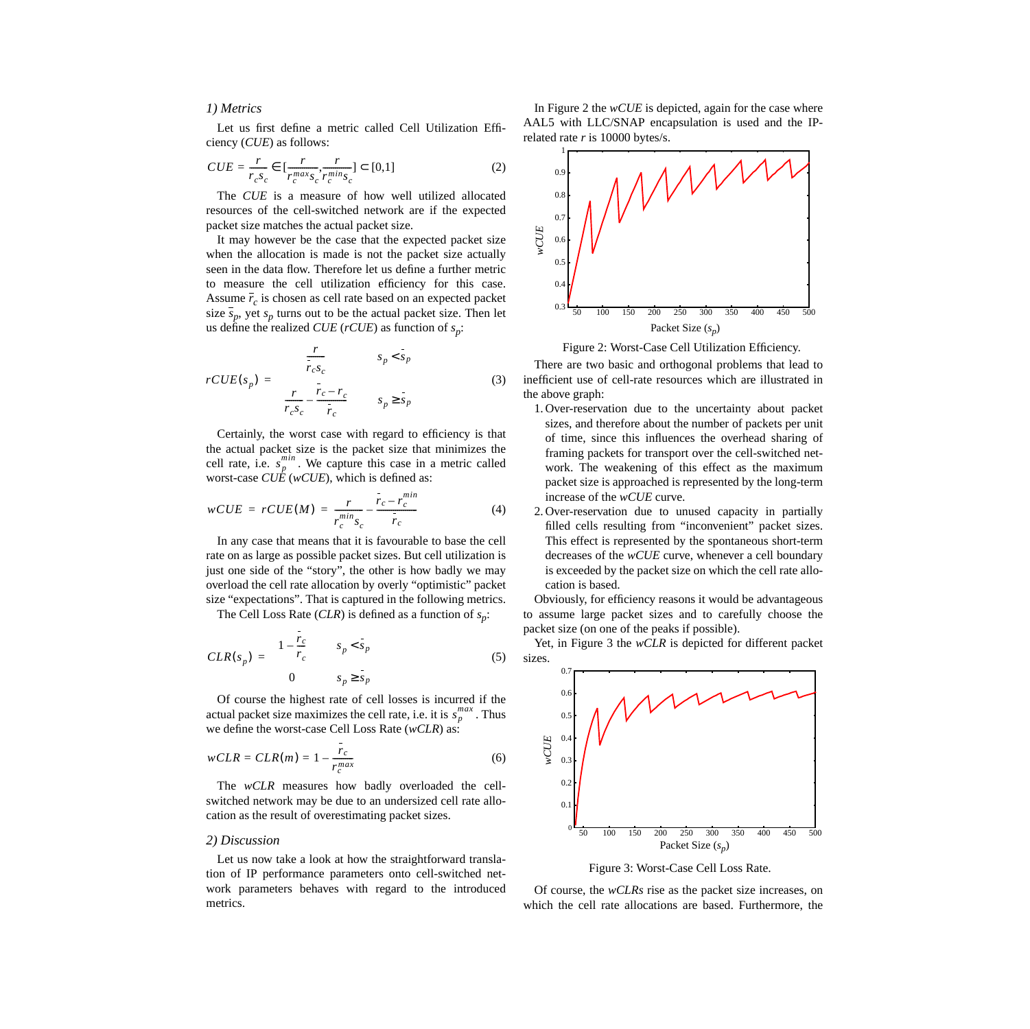### 1) Metrics

Let us first define a metric called Cell Utilization Efficiency (*CUE*) as follows:

$$CUE = \frac{r}{r_c s_c} \in \left[\frac{r}{r_c^{max} s_c}, \frac{r}{r_c^{min} s_c}\right] \subset [0,1] \tag{2}$$

The *CUE* is a measure of how well utilized allocated resources of the cell-switched network are if the expected packet size matches the actual packet size.

It may however be the case that the expected packet size when the allocation is made is not the packet size actually seen in the data flow. Therefore let us define a further metric to measure the cell utilization efficiency for this case. Assume $\bar{r}_c$ is chosen as cell rate based on an expected packet size $\bar{s}_p$, yet $s_p$ turns out to be the actual packet size. Then let us define the realized *CUE* (*rCUE*) as function of $s_p$:

$$rCUE(s_p) = \begin{cases} \dfrac{r}{\bar{r}_c s_c} & s_p < \bar{s}_p \\ \dfrac{r}{r_c s_c} - \dfrac{\bar{r}_c - r_c}{\bar{r}_c} & s_p \geq \bar{s}_p \end{cases} \tag{3}$$

Certainly, the worst case with regard to efficiency is that the actual packet size is the packet size that minimizes the cell rate, i.e. $s_p^{min}$. We capture this case in a metric called worst-case *CUE* (*wCUE*), which is defined as:

$$wCUE = rCUE(M) = \frac{r}{r_c^{min} s_c} - \frac{\bar{r}_c - r_c^{min}}{\bar{r}_c} \tag{4}$$

In any case that means that it is favourable to base the cell rate on as large as possible packet sizes. But cell utilization is just one side of the "story", the other is how badly we may overload the cell rate allocation by overly "optimistic" packet size "expectations". That is captured in the following metrics.

The Cell Loss Rate (*CLR*) is defined as a function of $s_p$:

$$CLR(s_p) = \begin{cases} 1 - \dfrac{\bar{r}_c}{r_c} & s_p < \bar{s}_p \\ 0 & s_p \geq \bar{s}_p \end{cases} \tag{5}$$

Of course the highest rate of cell losses is incurred if the actual packet size maximizes the cell rate, i.e. it is $s_p^{max}$. Thus we define the worst-case Cell Loss Rate (*wCLR*) as:

$$wCLR = CLR(m) = 1 - \frac{\bar{r}_c}{r_c^{max}} \tag{6}$$

The *wCLR* measures how badly overloaded the cell-switched network may be due to an undersized cell rate allocation as the result of overestimating packet sizes.

### 2) Discussion

Let us now take a look at how the straightforward translation of IP performance parameters onto cell-switched network parameters behaves with regard to the introduced metrics.

In Figure 2 the *wCUE* is depicted, again for the case where AAL5 with LLC/SNAP encapsulation is used and the IP-related rate $r$ is 10000 bytes/s.

Figure 2: Worst-Case Cell Utilization Efficiency.

There are two basic and orthogonal problems that lead to inefficient use of cell-rate resources which are illustrated in the above graph:

1. Over-reservation due to the uncertainty about packet sizes, and therefore about the number of packets per unit of time, since this influences the overhead sharing of framing packets for transport over the cell-switched network. The weakening of this effect as the maximum packet size is approached is represented by the long-term increase of the *wCUE* curve.
2. Over-reservation due to unused capacity in partially filled cells resulting from "inconvenient" packet sizes. This effect is represented by the spontaneous short-term decreases of the *wCUE* curve, whenever a cell boundary is exceeded by the packet size on which the cell rate allocation is based.

Obviously, for efficiency reasons it would be advantageous to assume large packet sizes and to carefully choose the packet size (on one of the peaks if possible).

Yet, in Figure 3 the *wCLR* is depicted for different packet sizes.

Figure 3: Worst-Case Cell Loss Rate.

Of course, the *wCLRs* rise as the packet size increases, on which the cell rate allocations are based. Furthermore, the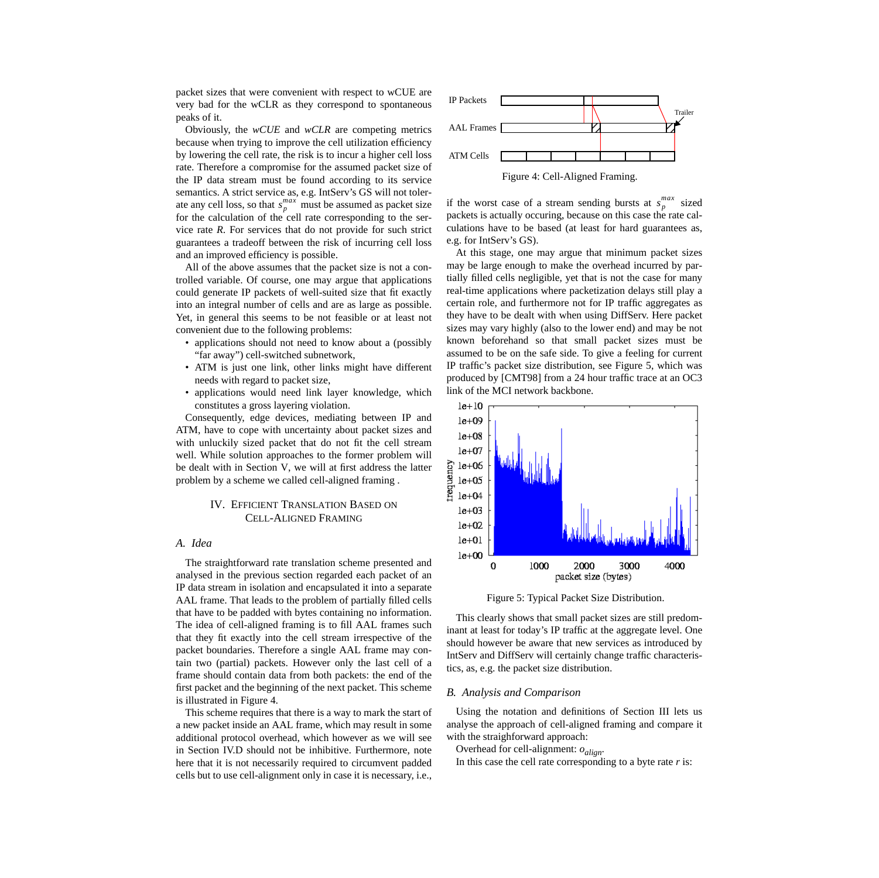packet sizes that were convenient with respect to wCUE are very bad for the wCLR as they correspond to spontaneous peaks of it.

Obviously, the *wCUE* and *wCLR* are competing metrics because when trying to improve the cell utilization efficiency by lowering the cell rate, the risk is to incur a higher cell loss rate. Therefore a compromise for the assumed packet size of the IP data stream must be found according to its service semantics. A strict service as, e.g. IntServ's GS will not tolerate any cell loss, so that $s_p^{max}$ must be assumed as packet size for the calculation of the cell rate corresponding to the service rate *R*. For services that do not provide for such strict guarantees a tradeoff between the risk of incurring cell loss and an improved efficiency is possible.

All of the above assumes that the packet size is not a controlled variable. Of course, one may argue that applications could generate IP packets of well-suited size that fit exactly into an integral number of cells and are as large as possible. Yet, in general this seems to be not feasible or at least not convenient due to the following problems:

- applications should not need to know about a (possibly "far away") cell-switched subnetwork,
- ATM is just one link, other links might have different needs with regard to packet size,
- applications would need link layer knowledge, which constitutes a gross layering violation.

Consequently, edge devices, mediating between IP and ATM, have to cope with uncertainty about packet sizes and with unluckily sized packet that do not fit the cell stream well. While solution approaches to the former problem will be dealt with in Section V, we will at first address the latter problem by a scheme we called cell-aligned framing .

## IV. Efficient Translation Based on Cell-Aligned Framing

### A. Idea

The straightforward rate translation scheme presented and analysed in the previous section regarded each packet of an IP data stream in isolation and encapsulated it into a separate AAL frame. That leads to the problem of partially filled cells that have to be padded with bytes containing no information. The idea of cell-aligned framing is to fill AAL frames such that they fit exactly into the cell stream irrespective of the packet boundaries. Therefore a single AAL frame may contain two (partial) packets. However only the last cell of a frame should contain data from both packets: the end of the first packet and the beginning of the next packet. This scheme is illustrated in Figure 4.

This scheme requires that there is a way to mark the start of a new packet inside an AAL frame, which may result in some additional protocol overhead, which however as we will see in Section IV.D should not be inhibitive. Furthermore, note here that it is not necessarily required to circumvent padded cells but to use cell-alignment only in case it is necessary, i.e., if the worst case of a stream sending bursts at $s_p^{max}$ sized packets is actually occuring, because on this case the rate calculations have to be based (at least for hard guarantees as, e.g. for IntServ's GS).

IP Packets
AAL Frames
ATM Cells
Trailer

Figure 4: Cell-Aligned Framing.

At this stage, one may argue that minimum packet sizes may be large enough to make the overhead incurred by partially filled cells negligible, yet that is not the case for many real-time applications where packetization delays still play a certain role, and furthermore not for IP traffic aggregates as they have to be dealt with when using DiffServ. Here packet sizes may vary highly (also to the lower end) and may be not known beforehand so that small packet sizes must be assumed to be on the safe side. To give a feeling for current IP traffic's packet size distribution, see Figure 5, which was produced by [CMT98] from a 24 hour traffic trace at an OC3 link of the MCI network backbone.

1e+10
1e+09
1e+08
1e+07
1e+06
1e+05
1e+04
1e+03
1e+02
1e+01
1e+00
frequency
0
1000
2000
3000
4000
packet size (bytes)

Figure 5: Typical Packet Size Distribution.

This clearly shows that small packet sizes are still predominant at least for today's IP traffic at the aggregate level. One should however be aware that new services as introduced by IntServ and DiffServ will certainly change traffic characteristics, as, e.g. the packet size distribution.

### B. Analysis and Comparison

Using the notation and definitions of Section III lets us analyse the approach of cell-aligned framing and compare it with the straighforward approach:

Overhead for cell-alignment: $o_{align}$.

In this case the cell rate corresponding to a byte rate *r* is: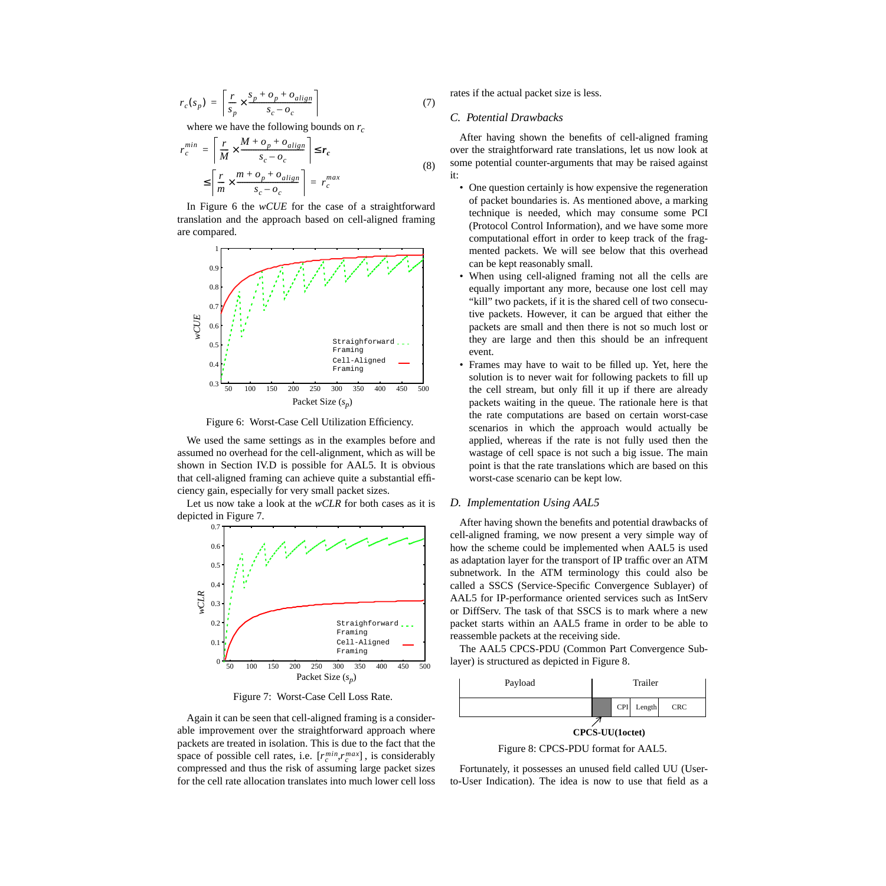$$r_c(s_p) = \left\lceil \frac{r}{s_p} \times \frac{s_p + o_p + o_{align}}{s_c - o_c} \right\rceil \quad (7)$$

where we have the following bounds on $r_c$

$$r_c^{min} = \left\lceil \frac{r}{M} \times \frac{M + o_p + o_{align}}{s_c - o_c} \right\rceil \le r_c$$
$$\le \left\lceil \frac{r}{m} \times \frac{m + o_p + o_{align}}{s_c - o_c} \right\rceil = r_c^{max} \quad (8)$$

In Figure 6 the *wCUE* for the case of a straightforward translation and the approach based on cell-aligned framing are compared.

Figure 6: Worst-Case Cell Utilization Efficiency.

We used the same settings as in the examples before and assumed no overhead for the cell-alignment, which as will be shown in Section IV.D is possible for AAL5. It is obvious that cell-aligned framing can achieve quite a substantial efficiency gain, especially for very small packet sizes.

Let us now take a look at the *wCLR* for both cases as it is depicted in Figure 7.

Figure 7: Worst-Case Cell Loss Rate.

Again it can be seen that cell-aligned framing is a considerable improvement over the straightforward approach where packets are treated in isolation. This is due to the fact that the space of possible cell rates, i.e. $[r_c^{min}, r_c^{max}]$, is considerably compressed and thus the risk of assuming large packet sizes for the cell rate allocation translates into much lower cell loss rates if the actual packet size is less.

### C. Potential Drawbacks

After having shown the benefits of cell-aligned framing over the straightforward rate translations, let us now look at some potential counter-arguments that may be raised against it:

- One question certainly is how expensive the regeneration of packet boundaries is. As mentioned above, a marking technique is needed, which may consume some PCI (Protocol Control Information), and we have some more computational effort in order to keep track of the fragmented packets. We will see below that this overhead can be kept reasonably small.
- When using cell-aligned framing not all the cells are equally important any more, because one lost cell may "kill" two packets, if it is the shared cell of two consecutive packets. However, it can be argued that either the packets are small and then there is not so much lost or they are large and then this should be an infrequent event.
- Frames may have to wait to be filled up. Yet, here the solution is to never wait for following packets to fill up the cell stream, but only fill it up if there are already packets waiting in the queue. The rationale here is that the rate computations are based on certain worst-case scenarios in which the approach would actually be applied, whereas if the rate is not fully used then the wastage of cell space is not such a big issue. The main point is that the rate translations which are based on this worst-case scenario can be kept low.

### D. Implementation Using AAL5

After having shown the benefits and potential drawbacks of cell-aligned framing, we now present a very simple way of how the scheme could be implemented when AAL5 is used as adaptation layer for the transport of IP traffic over an ATM subnetwork. In the ATM terminology this could also be called a SSCS (Service-Specific Convergence Sublayer) of AAL5 for IP-performance oriented services such as IntServ or DiffServ. The task of that SSCS is to mark where a new packet starts within an AAL5 frame in order to be able to reassemble packets at the receiving side.

The AAL5 CPCS-PDU (Common Part Convergence Sublayer) is structured as depicted in Figure 8.

| Payload | Trailer | | | |
|---|---|---|---|---|
| | CPCS-UU (1octet) | CPI | Length | CRC |

Figure 8: CPCS-PDU format for AAL5.

Fortunately, it possesses an unused field called UU (User-to-User Indication). The idea is now to use that field as a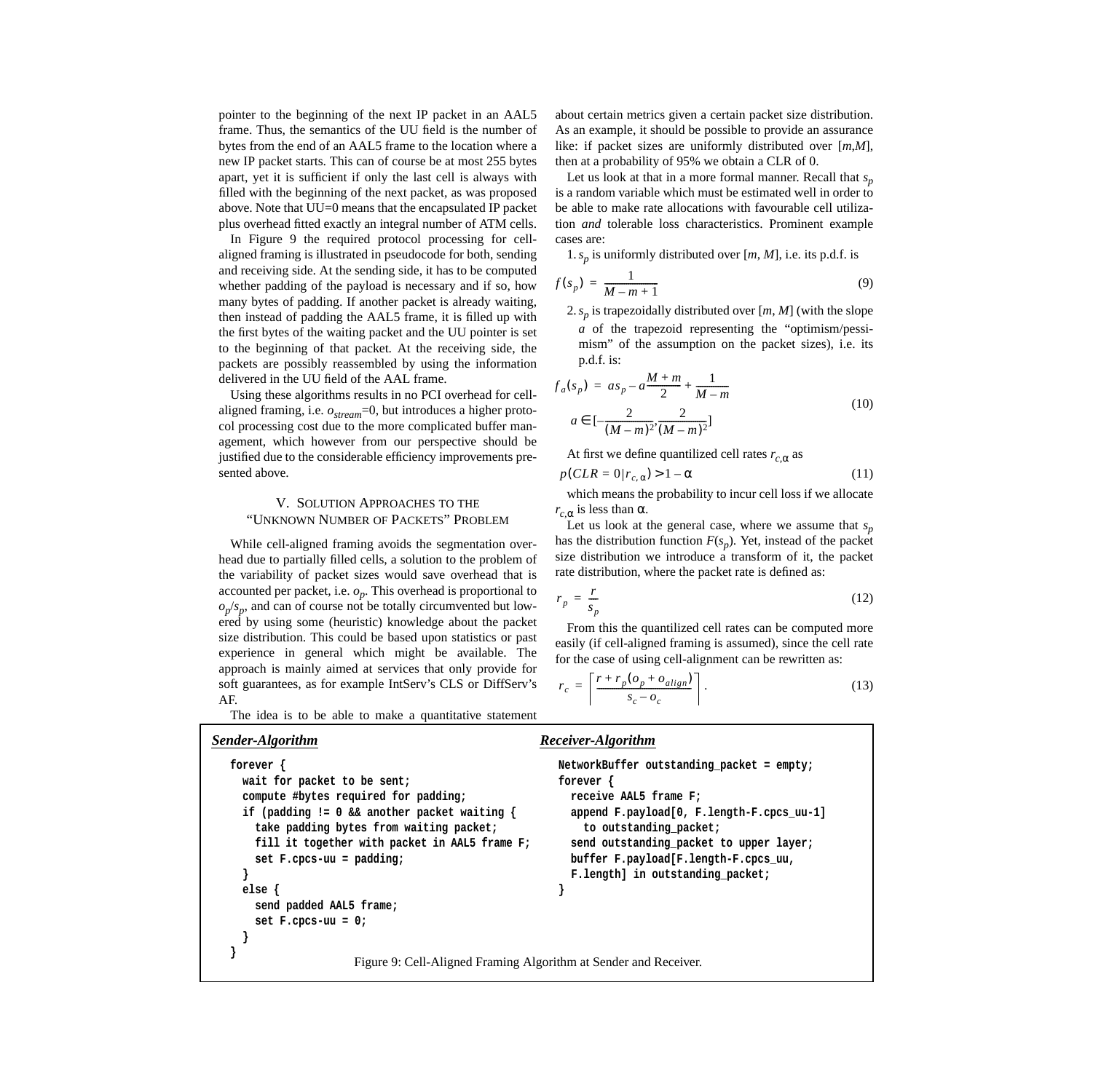pointer to the beginning of the next IP packet in an AAL5 frame. Thus, the semantics of the UU field is the number of bytes from the end of an AAL5 frame to the location where a new IP packet starts. This can of course be at most 255 bytes apart, yet it is sufficient if only the last cell is always with filled with the beginning of the next packet, as was proposed above. Note that UU=0 means that the encapsulated IP packet plus overhead fitted exactly an integral number of ATM cells.

In Figure 9 the required protocol processing for cell-aligned framing is illustrated in pseudocode for both, sending and receiving side. At the sending side, it has to be computed whether padding of the payload is necessary and if so, how many bytes of padding. If another packet is already waiting, then instead of padding the AAL5 frame, it is filled up with the first bytes of the waiting packet and the UU pointer is set to the beginning of that packet. At the receiving side, the packets are possibly reassembled by using the information delivered in the UU field of the AAL frame.

Using these algorithms results in no PCI overhead for cell-aligned framing, i.e. $o_{stream}$=0, but introduces a higher protocol processing cost due to the more complicated buffer management, which however from our perspective should be justified due to the considerable efficiency improvements presented above.

## V. Solution Approaches to the "Unknown Number of Packets" Problem

While cell-aligned framing avoids the segmentation overhead due to partially filled cells, a solution to the problem of the variability of packet sizes would save overhead that is accounted per packet, i.e. $o_p$. This overhead is proportional to $o_p/s_p$, and can of course not be totally circumvented but lowered by using some (heuristic) knowledge about the packet size distribution. This could be based upon statistics or past experience in general which might be available. The approach is mainly aimed at services that only provide for soft guarantees, as for example IntServ's CLS or DiffServ's AF.

The idea is to be able to make a quantitative statement about certain metrics given a certain packet size distribution. As an example, it should be possible to provide an assurance like: if packet sizes are uniformly distributed over [*m*,*M*], then at a probability of 95% we obtain a CLR of 0.

Let us look at that in a more formal manner. Recall that $s_p$ is a random variable which must be estimated well in order to be able to make rate allocations with favourable cell utilization *and* tolerable loss characteristics. Prominent example cases are:

1. $s_p$ is uniformly distributed over [*m*, *M*], i.e. its p.d.f. is

$$f(s_p) = \frac{1}{M - m + 1} \tag{9}$$

2. $s_p$ is trapezoidally distributed over [*m*, *M*] (with the slope *a* of the trapezoid representing the "optimism/pessimism" of the assumption on the packet sizes), i.e. its p.d.f. is:

$$f_a(s_p) = as_p - a\frac{M + m}{2} + \frac{1}{M - m} \qquad a \in \left[-\frac{2}{(M-m)^2}, \frac{2}{(M-m)^2}\right] \tag{10}$$

At first we define quantilized cell rates $r_{c,\alpha}$ as

$$p(CLR = 0 | r_{c,\alpha}) > 1 - \alpha \tag{11}$$

which means the probability to incur cell loss if we allocate $r_{c,\alpha}$ is less than $\alpha$.

Let us look at the general case, where we assume that $s_p$ has the distribution function $F(s_p)$. Yet, instead of the packet size distribution we introduce a transform of it, the packet rate distribution, where the packet rate is defined as:

$$r_p = \frac{r}{s_p} \tag{12}$$

From this the quantilized cell rates can be computed more easily (if cell-aligned framing is assumed), since the cell rate for the case of using cell-alignment can be rewritten as:

$$r_c = \left\lceil \frac{r + r_p(o_p + o_{align})}{s_c - o_c} \right\rceil. \tag{13}$$

***Sender-Algorithm***

```
forever {
  wait for packet to be sent;
  compute #bytes required for padding;
  if (padding != 0 && another packet waiting {
    take padding bytes from waiting packet;
    fill it together with packet in AAL5 frame F;
    set F.cpcs-uu = padding;
  }
  else {
    send padded AAL5 frame;
    set F.cpcs-uu = 0;
  }
}
```

***Receiver-Algorithm***

```
NetworkBuffer outstanding_packet = empty;
forever {
  receive AAL5 frame F;
  append F.payload[0, F.length-F.cpcs_uu-1]
    to outstanding_packet;
  send outstanding_packet to upper layer;
  buffer F.payload[F.length-F.cpcs_uu,
  F.length] in outstanding_packet;
}
```

Figure 9: Cell-Aligned Framing Algorithm at Sender and Receiver.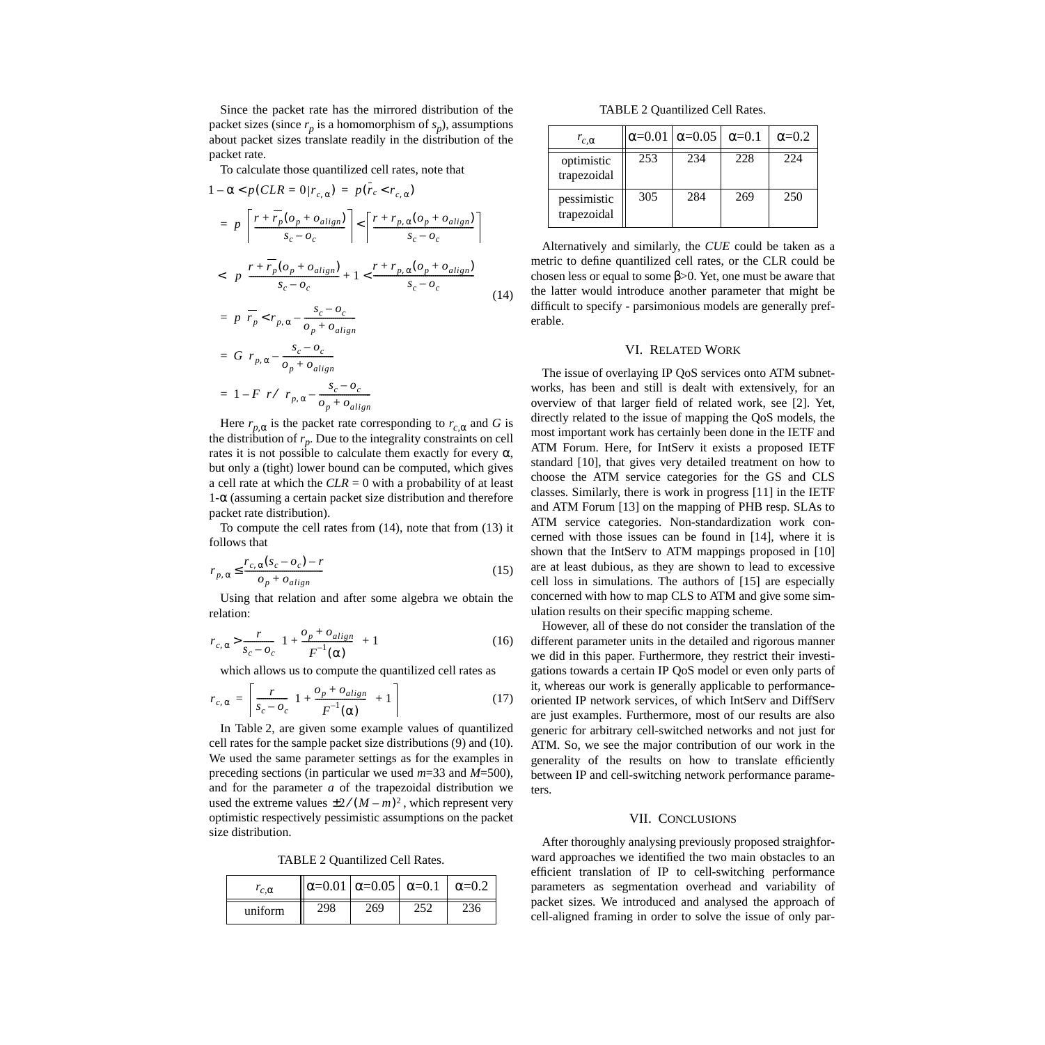Since the packet rate has the mirrored distribution of the packet sizes (since $r_p$ is a homomorphism of $s_p$), assumptions about packet sizes translate readily in the distribution of the packet rate.

To calculate those quantilized cell rates, note that

$$
\begin{aligned}
1 - \alpha &< p(CLR = 0 | r_{c,\alpha}) = p(\bar{r}_c < r_{c,\alpha}) \\
&= p\left(\left\lceil \frac{r + \overline{r_p}(o_p + o_{align})}{s_c - o_c} \right\rceil < \left\lceil \frac{r + r_{p,\alpha}(o_p + o_{align})}{s_c - o_c} \right\rceil\right) \\
&< p\left(\frac{r + \overline{r_p}(o_p + o_{align})}{s_c - o_c} + 1 < \frac{r + r_{p,\alpha}(o_p + o_{align})}{s_c - o_c}\right) \\
&= p\left(\overline{r_p} < r_{p,\alpha} - \frac{s_c - o_c}{o_p + o_{align}}\right) \\
&= G\left(r_{p,\alpha} - \frac{s_c - o_c}{o_p + o_{align}}\right) \\
&= 1 - F\left(r / \left(r_{p,\alpha} - \frac{s_c - o_c}{o_p + o_{align}}\right)\right)
\end{aligned}
\tag{14}
$$

Here $r_{p,\alpha}$ is the packet rate corresponding to $r_{c,\alpha}$ and $G$ is the distribution of $r_p$. Due to the integrality constraints on cell rates it is not possible to calculate them exactly for every $\alpha$, but only a (tight) lower bound can be computed, which gives a cell rate at which the $CLR = 0$ with a probability of at least $1\text{-}\alpha$ (assuming a certain packet size distribution and therefore packet rate distribution).

To compute the cell rates from (14), note that from (13) it follows that

$$
r_{p,\alpha} \leq \frac{r_{c,\alpha}(s_c - o_c) - r}{o_p + o_{align}}
\tag{15}
$$

Using that relation and after some algebra we obtain the relation:

$$
r_{c,\alpha} > \frac{r}{s_c - o_c}\left(1 + \frac{o_p + o_{align}}{F^{-1}(\alpha)}\right) + 1
\tag{16}
$$

which allows us to compute the quantilized cell rates as

$$
r_{c,\alpha} = \left\lceil \frac{r}{s_c - o_c}\left(1 + \frac{o_p + o_{align}}{F^{-1}(\alpha)}\right) + 1 \right\rceil
\tag{17}
$$

In Table 2, are given some example values of quantilized cell rates for the sample packet size distributions (9) and (10). We used the same parameter settings as for the examples in preceding sections (in particular we used $m$=33 and $M$=500), and for the parameter $a$ of the trapezoidal distribution we used the extreme values $\pm 2/(M-m)^2$, which represent very optimistic respectively pessimistic assumptions on the packet size distribution.

TABLE 2 Quantilized Cell Rates.

| $r_{c,\alpha}$ | $\alpha$=0.01 | $\alpha$=0.05 | $\alpha$=0.1 | $\alpha$=0.2 |
|---|---|---|---|---|
| uniform | 298 | 269 | 252 | 236 |
| optimistic trapezoidal | 253 | 234 | 228 | 224 |
| pessimistic trapezoidal | 305 | 284 | 269 | 250 |

Alternatively and similarly, the *CUE* could be taken as a metric to define quantilized cell rates, or the CLR could be chosen less or equal to some $\beta$>0. Yet, one must be aware that the latter would introduce another parameter that might be difficult to specify - parsimonious models are generally preferable.

## VI. Related Work

The issue of overlaying IP QoS services onto ATM subnetworks, has been and still is dealt with extensively, for an overview of that larger field of related work, see [2]. Yet, directly related to the issue of mapping the QoS models, the most important work has certainly been done in the IETF and ATM Forum. Here, for IntServ it exists a proposed IETF standard [10], that gives very detailed treatment on how to choose the ATM service categories for the GS and CLS classes. Similarly, there is work in progress [11] in the IETF and ATM Forum [13] on the mapping of PHB resp. SLAs to ATM service categories. Non-standardization work concerned with those issues can be found in [14], where it is shown that the IntServ to ATM mappings proposed in [10] are at least dubious, as they are shown to lead to excessive cell loss in simulations. The authors of [15] are especially concerned with how to map CLS to ATM and give some simulation results on their specific mapping scheme.

However, all of these do not consider the translation of the different parameter units in the detailed and rigorous manner we did in this paper. Furthermore, they restrict their investigations towards a certain IP QoS model or even only parts of it, whereas our work is generally applicable to performance-oriented IP network services, of which IntServ and DiffServ are just examples. Furthermore, most of our results are also generic for arbitrary cell-switched networks and not just for ATM. So, we see the major contribution of our work in the generality of the results on how to translate efficiently between IP and cell-switching network performance parameters.

## VII. Conclusions

After thoroughly analysing previously proposed straighforward approaches we identified the two main obstacles to an efficient translation of IP to cell-switching performance parameters as segmentation overhead and variability of packet sizes. We introduced and analysed the approach of cell-aligned framing in order to solve the issue of only par-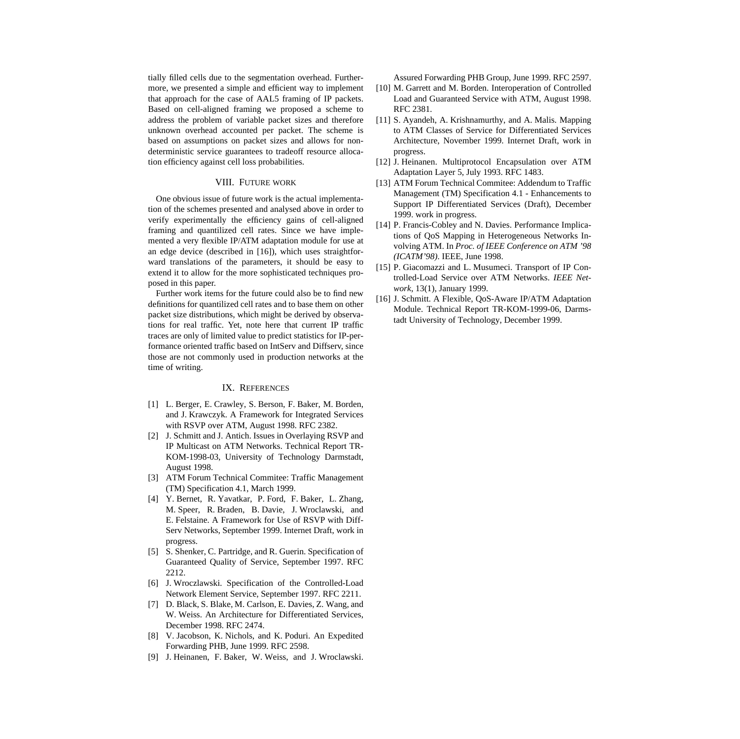tially filled cells due to the segmentation overhead. Furthermore, we presented a simple and efficient way to implement that approach for the case of AAL5 framing of IP packets. Based on cell-aligned framing we proposed a scheme to address the problem of variable packet sizes and therefore unknown overhead accounted per packet. The scheme is based on assumptions on packet sizes and allows for non-deterministic service guarantees to tradeoff resource allocation efficiency against cell loss probabilities.

## VIII. Future work

One obvious issue of future work is the actual implementation of the schemes presented and analysed above in order to verify experimentally the efficiency gains of cell-aligned framing and quantilized cell rates. Since we have implemented a very flexible IP/ATM adaptation module for use at an edge device (described in [16]), which uses straightforward translations of the parameters, it should be easy to extend it to allow for the more sophisticated techniques proposed in this paper.

Further work items for the future could also be to find new definitions for quantilized cell rates and to base them on other packet size distributions, which might be derived by observations for real traffic. Yet, note here that current IP traffic traces are only of limited value to predict statistics for IP-performance oriented traffic based on IntServ and Diffserv, since those are not commonly used in production networks at the time of writing.

## IX. References

[1] L. Berger, E. Crawley, S. Berson, F. Baker, M. Borden, and J. Krawczyk. A Framework for Integrated Services with RSVP over ATM, August 1998. RFC 2382.

[2] J. Schmitt and J. Antich. Issues in Overlaying RSVP and IP Multicast on ATM Networks. Technical Report TR-KOM-1998-03, University of Technology Darmstadt, August 1998.

[3] ATM Forum Technical Commitee: Traffic Management (TM) Specification 4.1, March 1999.

[4] Y. Bernet, R. Yavatkar, P. Ford, F. Baker, L. Zhang, M. Speer, R. Braden, B. Davie, J. Wroclawski, and E. Felstaine. A Framework for Use of RSVP with Diff-Serv Networks, September 1999. Internet Draft, work in progress.

[5] S. Shenker, C. Partridge, and R. Guerin. Specification of Guaranteed Quality of Service, September 1997. RFC 2212.

[6] J. Wroczlawski. Specification of the Controlled-Load Network Element Service, September 1997. RFC 2211.

[7] D. Black, S. Blake, M. Carlson, E. Davies, Z. Wang, and W. Weiss. An Architecture for Differentiated Services, December 1998. RFC 2474.

[8] V. Jacobson, K. Nichols, and K. Poduri. An Expedited Forwarding PHB, June 1999. RFC 2598.

[9] J. Heinanen, F. Baker, W. Weiss, and J. Wroclawski. Assured Forwarding PHB Group, June 1999. RFC 2597.

[10] M. Garrett and M. Borden. Interoperation of Controlled Load and Guaranteed Service with ATM, August 1998. RFC 2381.

[11] S. Ayandeh, A. Krishnamurthy, and A. Malis. Mapping to ATM Classes of Service for Differentiated Services Architecture, November 1999. Internet Draft, work in progress.

[12] J. Heinanen. Multiprotocol Encapsulation over ATM Adaptation Layer 5, July 1993. RFC 1483.

[13] ATM Forum Technical Commitee: Addendum to Traffic Management (TM) Specification 4.1 - Enhancements to Support IP Differentiated Services (Draft), December 1999. work in progress.

[14] P. Francis-Cobley and N. Davies. Performance Implications of QoS Mapping in Heterogeneous Networks Involving ATM. In *Proc. of IEEE Conference on ATM '98 (ICATM'98)*. IEEE, June 1998.

[15] P. Giacomazzi and L. Musumeci. Transport of IP Controlled-Load Service over ATM Networks. *IEEE Network*, 13(1), January 1999.

[16] J. Schmitt. A Flexible, QoS-Aware IP/ATM Adaptation Module. Technical Report TR-KOM-1999-06, Darmstadt University of Technology, December 1999.